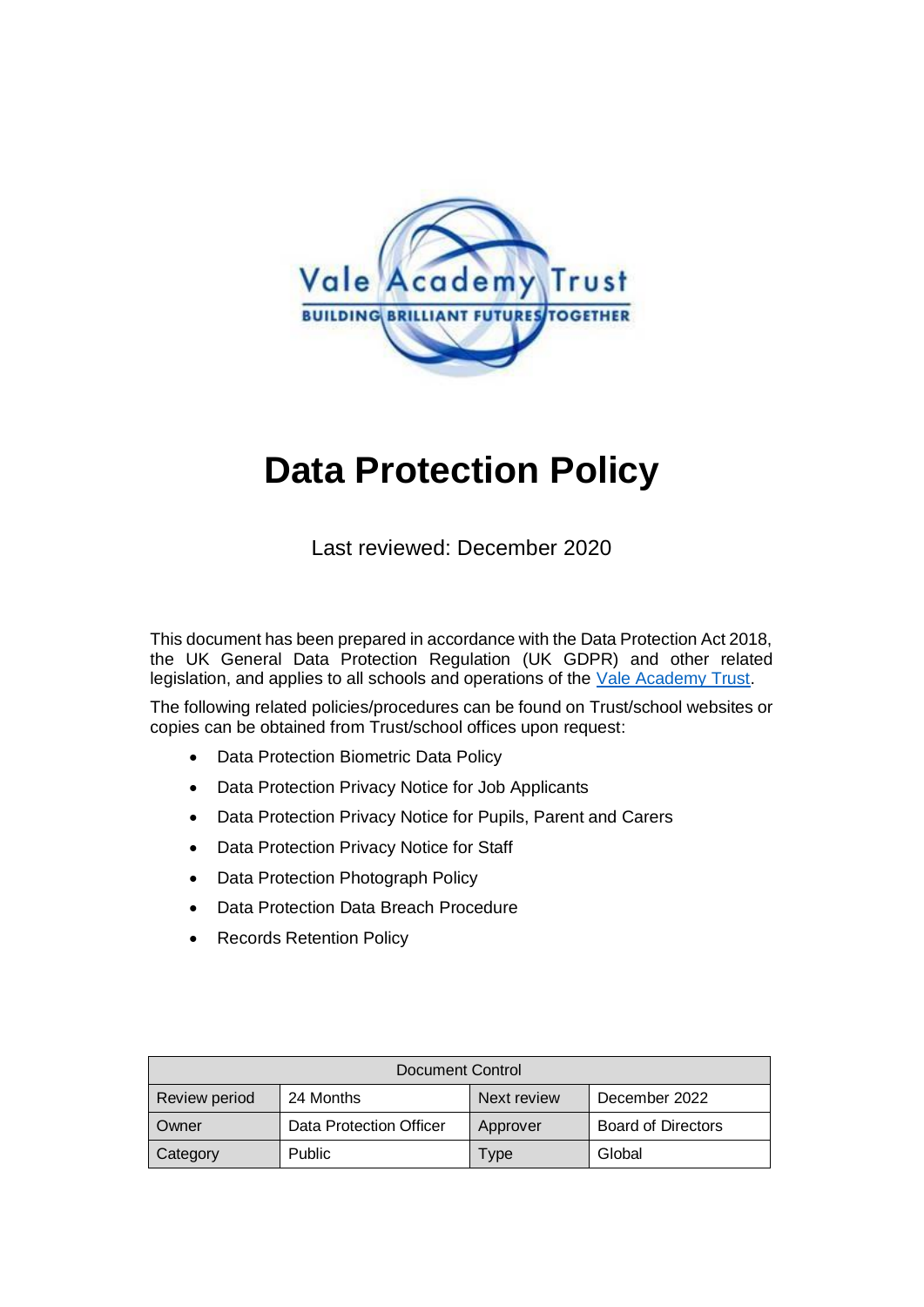# Data Protection Policy

Last reviewed: December 2020

This document has been prepared in accordance with the Data Protection Act 2018, the UK General Data Protection Regulation (UK GDPR) and other related legislation, and applies to all schools and operations of the Vale Academy Trust.

The following related policies/procedures can be found on Trust/school websites or copies can be obtained from Trust/school offices upon request:

- Data Protection Biometric Data Policy
- Data Protection Privacy Notice for Job Applicants
- Data Protection Privacy Notice for Pupils, Parent and Carers
- Data Protection Privacy Notice for Staff
- Data Protection Photograph Policy
- Data Protection Data Breach Procedure
- Records Retention Policy

| Document Control | | | |
|---|---|---|---|
| Review period | 24 Months | Next review | December 2022 |
| Owner | Data Protection Officer | Approver | Board of Directors |
| Category | Public | Type | Global |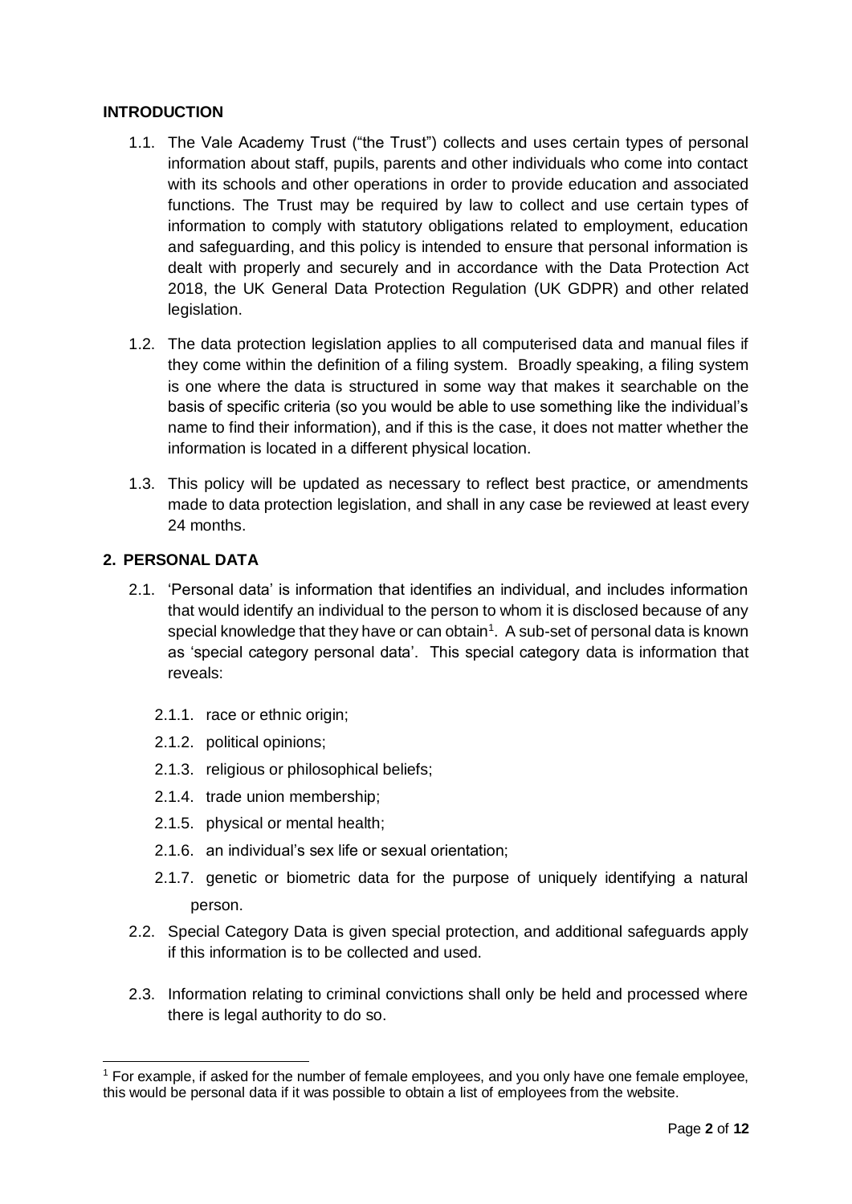## INTRODUCTION

1.1. The Vale Academy Trust ("the Trust") collects and uses certain types of personal information about staff, pupils, parents and other individuals who come into contact with its schools and other operations in order to provide education and associated functions. The Trust may be required by law to collect and use certain types of information to comply with statutory obligations related to employment, education and safeguarding, and this policy is intended to ensure that personal information is dealt with properly and securely and in accordance with the Data Protection Act 2018, the UK General Data Protection Regulation (UK GDPR) and other related legislation.

1.2. The data protection legislation applies to all computerised data and manual files if they come within the definition of a filing system. Broadly speaking, a filing system is one where the data is structured in some way that makes it searchable on the basis of specific criteria (so you would be able to use something like the individual's name to find their information), and if this is the case, it does not matter whether the information is located in a different physical location.

1.3. This policy will be updated as necessary to reflect best practice, or amendments made to data protection legislation, and shall in any case be reviewed at least every 24 months.

## 2. PERSONAL DATA

2.1. 'Personal data' is information that identifies an individual, and includes information that would identify an individual to the person to whom it is disclosed because of any special knowledge that they have or can obtain[1]. A sub-set of personal data is known as 'special category personal data'. This special category data is information that reveals:

2.1.1. race or ethnic origin;

2.1.2. political opinions;

2.1.3. religious or philosophical beliefs;

2.1.4. trade union membership;

2.1.5. physical or mental health;

2.1.6. an individual's sex life or sexual orientation;

2.1.7. genetic or biometric data for the purpose of uniquely identifying a natural person.

2.2. Special Category Data is given special protection, and additional safeguards apply if this information is to be collected and used.

2.3. Information relating to criminal convictions shall only be held and processed where there is legal authority to do so.

[1] For example, if asked for the number of female employees, and you only have one female employee, this would be personal data if it was possible to obtain a list of employees from the website.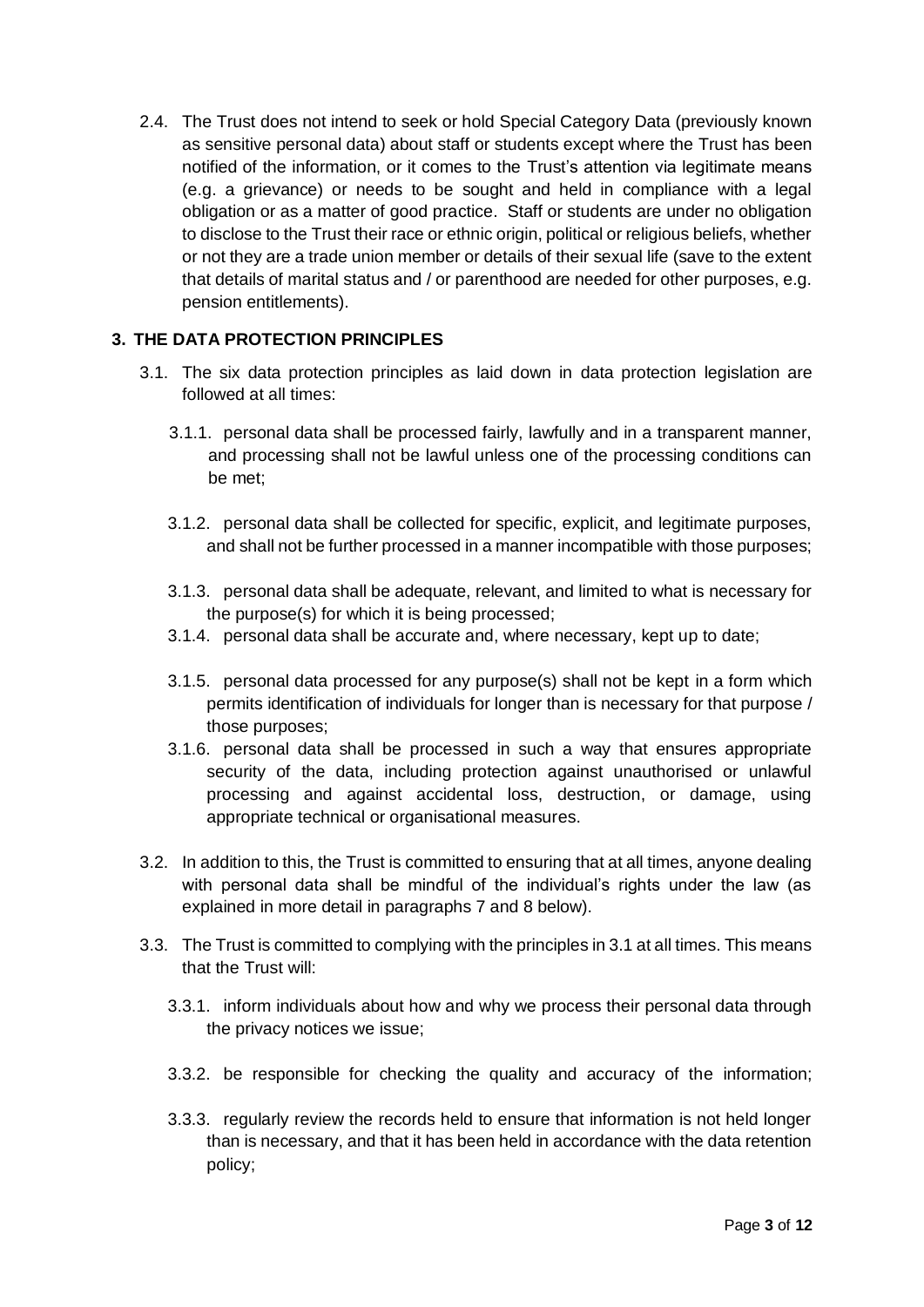2.4. The Trust does not intend to seek or hold Special Category Data (previously known as sensitive personal data) about staff or students except where the Trust has been notified of the information, or it comes to the Trust's attention via legitimate means (e.g. a grievance) or needs to be sought and held in compliance with a legal obligation or as a matter of good practice. Staff or students are under no obligation to disclose to the Trust their race or ethnic origin, political or religious beliefs, whether or not they are a trade union member or details of their sexual life (save to the extent that details of marital status and / or parenthood are needed for other purposes, e.g. pension entitlements).

## 3. THE DATA PROTECTION PRINCIPLES

3.1. The six data protection principles as laid down in data protection legislation are followed at all times:

3.1.1. personal data shall be processed fairly, lawfully and in a transparent manner, and processing shall not be lawful unless one of the processing conditions can be met;

3.1.2. personal data shall be collected for specific, explicit, and legitimate purposes, and shall not be further processed in a manner incompatible with those purposes;

3.1.3. personal data shall be adequate, relevant, and limited to what is necessary for the purpose(s) for which it is being processed;

3.1.4. personal data shall be accurate and, where necessary, kept up to date;

3.1.5. personal data processed for any purpose(s) shall not be kept in a form which permits identification of individuals for longer than is necessary for that purpose / those purposes;

3.1.6. personal data shall be processed in such a way that ensures appropriate security of the data, including protection against unauthorised or unlawful processing and against accidental loss, destruction, or damage, using appropriate technical or organisational measures.

3.2. In addition to this, the Trust is committed to ensuring that at all times, anyone dealing with personal data shall be mindful of the individual's rights under the law (as explained in more detail in paragraphs 7 and 8 below).

3.3. The Trust is committed to complying with the principles in 3.1 at all times. This means that the Trust will:

3.3.1. inform individuals about how and why we process their personal data through the privacy notices we issue;

3.3.2. be responsible for checking the quality and accuracy of the information;

3.3.3. regularly review the records held to ensure that information is not held longer than is necessary, and that it has been held in accordance with the data retention policy;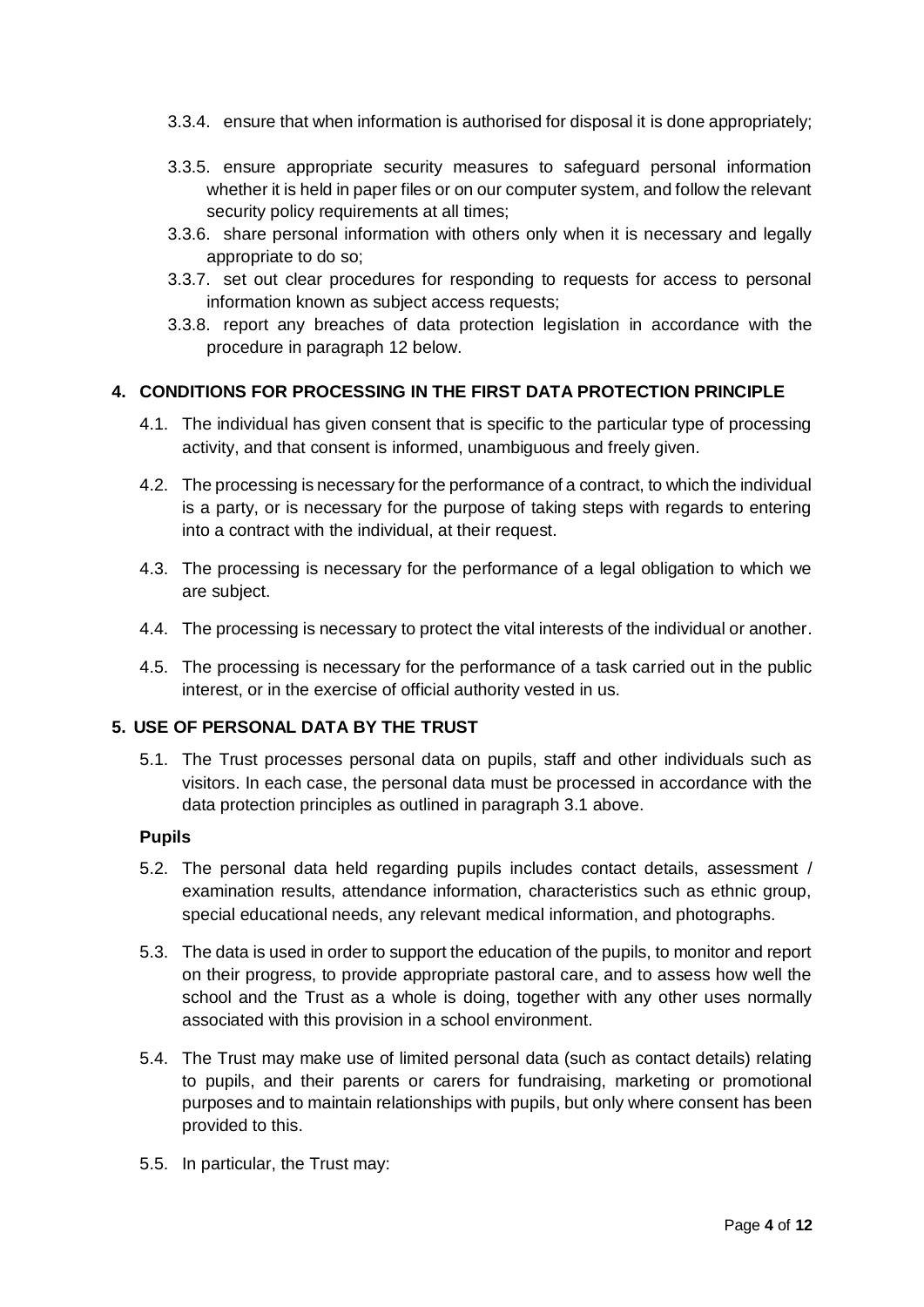3.3.4. ensure that when information is authorised for disposal it is done appropriately;

3.3.5. ensure appropriate security measures to safeguard personal information whether it is held in paper files or on our computer system, and follow the relevant security policy requirements at all times;

3.3.6. share personal information with others only when it is necessary and legally appropriate to do so;

3.3.7. set out clear procedures for responding to requests for access to personal information known as subject access requests;

3.3.8. report any breaches of data protection legislation in accordance with the procedure in paragraph 12 below.

## 4. CONDITIONS FOR PROCESSING IN THE FIRST DATA PROTECTION PRINCIPLE

4.1. The individual has given consent that is specific to the particular type of processing activity, and that consent is informed, unambiguous and freely given.

4.2. The processing is necessary for the performance of a contract, to which the individual is a party, or is necessary for the purpose of taking steps with regards to entering into a contract with the individual, at their request.

4.3. The processing is necessary for the performance of a legal obligation to which we are subject.

4.4. The processing is necessary to protect the vital interests of the individual or another.

4.5. The processing is necessary for the performance of a task carried out in the public interest, or in the exercise of official authority vested in us.

## 5. USE OF PERSONAL DATA BY THE TRUST

5.1. The Trust processes personal data on pupils, staff and other individuals such as visitors. In each case, the personal data must be processed in accordance with the data protection principles as outlined in paragraph 3.1 above.

**Pupils**

5.2. The personal data held regarding pupils includes contact details, assessment / examination results, attendance information, characteristics such as ethnic group, special educational needs, any relevant medical information, and photographs.

5.3. The data is used in order to support the education of the pupils, to monitor and report on their progress, to provide appropriate pastoral care, and to assess how well the school and the Trust as a whole is doing, together with any other uses normally associated with this provision in a school environment.

5.4. The Trust may make use of limited personal data (such as contact details) relating to pupils, and their parents or carers for fundraising, marketing or promotional purposes and to maintain relationships with pupils, but only where consent has been provided to this.

5.5. In particular, the Trust may: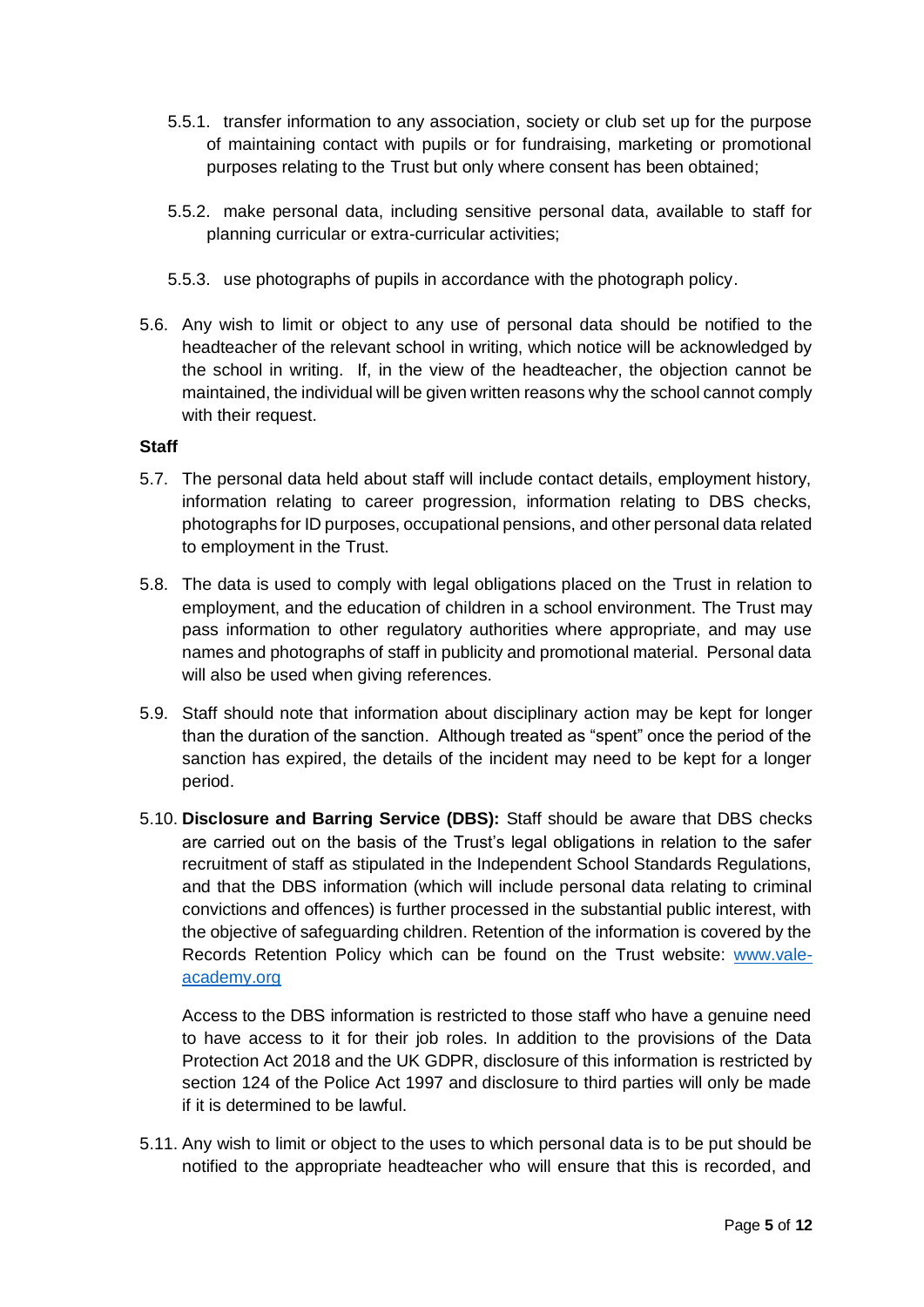5.5.1. transfer information to any association, society or club set up for the purpose of maintaining contact with pupils or for fundraising, marketing or promotional purposes relating to the Trust but only where consent has been obtained;

5.5.2. make personal data, including sensitive personal data, available to staff for planning curricular or extra-curricular activities;

5.5.3. use photographs of pupils in accordance with the photograph policy.

5.6. Any wish to limit or object to any use of personal data should be notified to the headteacher of the relevant school in writing, which notice will be acknowledged by the school in writing. If, in the view of the headteacher, the objection cannot be maintained, the individual will be given written reasons why the school cannot comply with their request.

**Staff**

5.7. The personal data held about staff will include contact details, employment history, information relating to career progression, information relating to DBS checks, photographs for ID purposes, occupational pensions, and other personal data related to employment in the Trust.

5.8. The data is used to comply with legal obligations placed on the Trust in relation to employment, and the education of children in a school environment. The Trust may pass information to other regulatory authorities where appropriate, and may use names and photographs of staff in publicity and promotional material. Personal data will also be used when giving references.

5.9. Staff should note that information about disciplinary action may be kept for longer than the duration of the sanction. Although treated as "spent" once the period of the sanction has expired, the details of the incident may need to be kept for a longer period.

5.10. **Disclosure and Barring Service (DBS):** Staff should be aware that DBS checks are carried out on the basis of the Trust's legal obligations in relation to the safer recruitment of staff as stipulated in the Independent School Standards Regulations, and that the DBS information (which will include personal data relating to criminal convictions and offences) is further processed in the substantial public interest, with the objective of safeguarding children. Retention of the information is covered by the Records Retention Policy which can be found on the Trust website: [www.vale-academy.org](http://www.vale-academy.org)

Access to the DBS information is restricted to those staff who have a genuine need to have access to it for their job roles. In addition to the provisions of the Data Protection Act 2018 and the UK GDPR, disclosure of this information is restricted by section 124 of the Police Act 1997 and disclosure to third parties will only be made if it is determined to be lawful.

5.11. Any wish to limit or object to the uses to which personal data is to be put should be notified to the appropriate headteacher who will ensure that this is recorded, and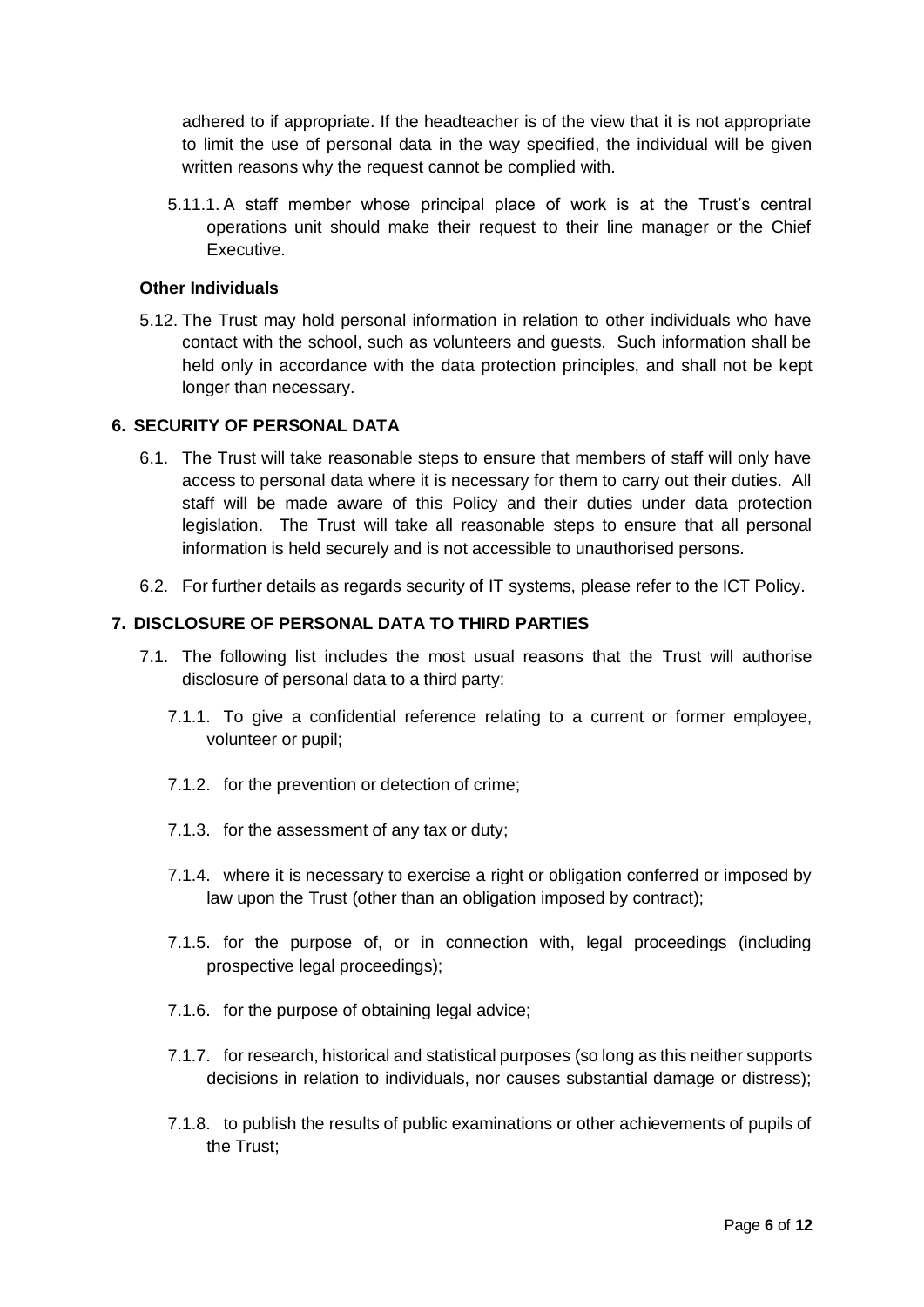adhered to if appropriate. If the headteacher is of the view that it is not appropriate to limit the use of personal data in the way specified, the individual will be given written reasons why the request cannot be complied with.

5.11.1. A staff member whose principal place of work is at the Trust's central operations unit should make their request to their line manager or the Chief Executive.

**Other Individuals**

5.12. The Trust may hold personal information in relation to other individuals who have contact with the school, such as volunteers and guests. Such information shall be held only in accordance with the data protection principles, and shall not be kept longer than necessary.

## 6. SECURITY OF PERSONAL DATA

6.1. The Trust will take reasonable steps to ensure that members of staff will only have access to personal data where it is necessary for them to carry out their duties. All staff will be made aware of this Policy and their duties under data protection legislation. The Trust will take all reasonable steps to ensure that all personal information is held securely and is not accessible to unauthorised persons.

6.2. For further details as regards security of IT systems, please refer to the ICT Policy.

## 7. DISCLOSURE OF PERSONAL DATA TO THIRD PARTIES

7.1. The following list includes the most usual reasons that the Trust will authorise disclosure of personal data to a third party:

7.1.1. To give a confidential reference relating to a current or former employee, volunteer or pupil;

7.1.2. for the prevention or detection of crime;

7.1.3. for the assessment of any tax or duty;

7.1.4. where it is necessary to exercise a right or obligation conferred or imposed by law upon the Trust (other than an obligation imposed by contract);

7.1.5. for the purpose of, or in connection with, legal proceedings (including prospective legal proceedings);

7.1.6. for the purpose of obtaining legal advice;

7.1.7. for research, historical and statistical purposes (so long as this neither supports decisions in relation to individuals, nor causes substantial damage or distress);

7.1.8. to publish the results of public examinations or other achievements of pupils of the Trust;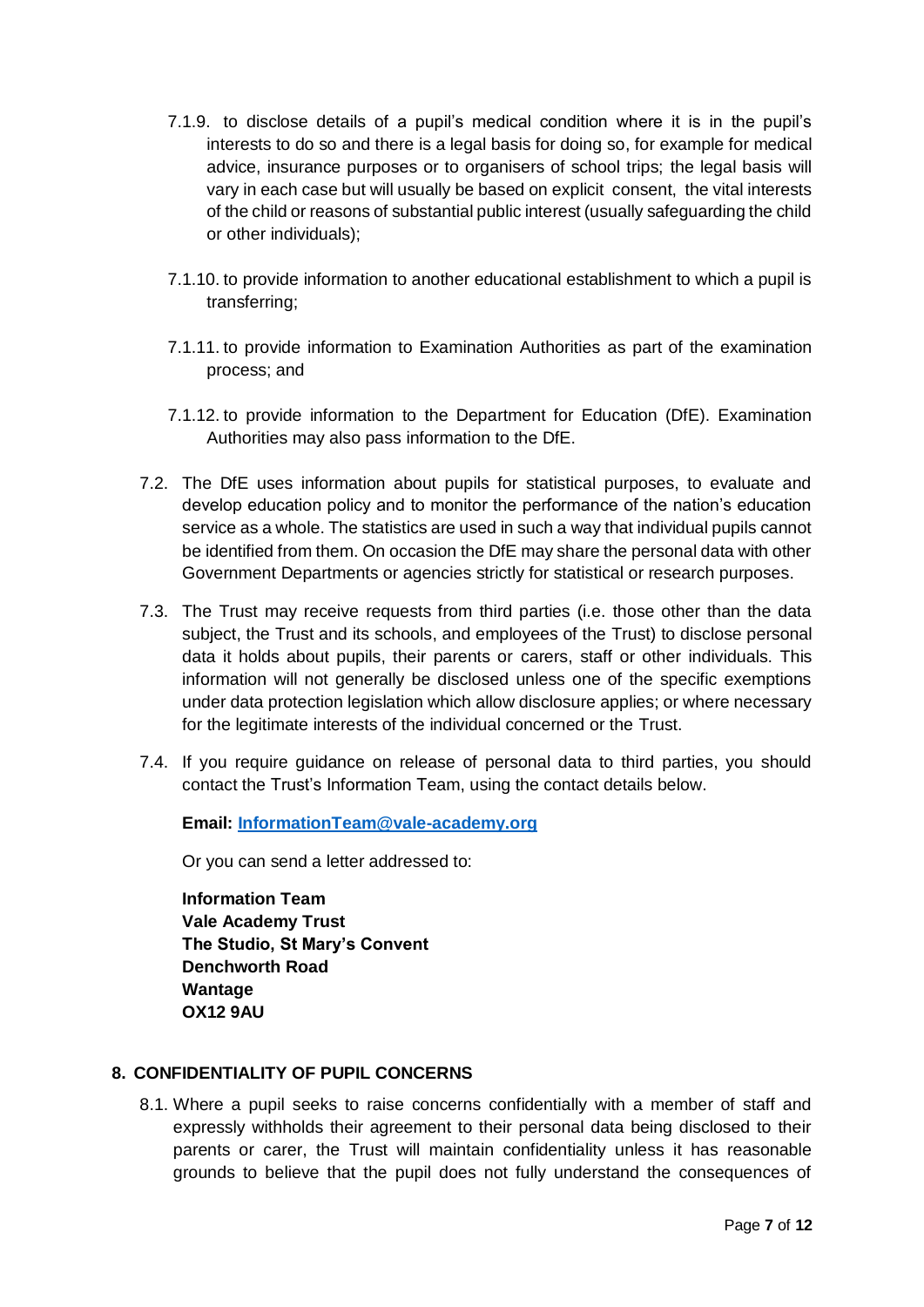7.1.9. to disclose details of a pupil's medical condition where it is in the pupil's interests to do so and there is a legal basis for doing so, for example for medical advice, insurance purposes or to organisers of school trips; the legal basis will vary in each case but will usually be based on explicit consent, the vital interests of the child or reasons of substantial public interest (usually safeguarding the child or other individuals);

7.1.10. to provide information to another educational establishment to which a pupil is transferring;

7.1.11. to provide information to Examination Authorities as part of the examination process; and

7.1.12. to provide information to the Department for Education (DfE). Examination Authorities may also pass information to the DfE.

7.2. The DfE uses information about pupils for statistical purposes, to evaluate and develop education policy and to monitor the performance of the nation's education service as a whole. The statistics are used in such a way that individual pupils cannot be identified from them. On occasion the DfE may share the personal data with other Government Departments or agencies strictly for statistical or research purposes.

7.3. The Trust may receive requests from third parties (i.e. those other than the data subject, the Trust and its schools, and employees of the Trust) to disclose personal data it holds about pupils, their parents or carers, staff or other individuals. This information will not generally be disclosed unless one of the specific exemptions under data protection legislation which allow disclosure applies; or where necessary for the legitimate interests of the individual concerned or the Trust.

7.4. If you require guidance on release of personal data to third parties, you should contact the Trust's Information Team, using the contact details below.

**Email: InformationTeam@vale-academy.org**

Or you can send a letter addressed to:

**Information Team**
**Vale Academy Trust**
**The Studio, St Mary's Convent**
**Denchworth Road**
**Wantage**
**OX12 9AU**

## 8. CONFIDENTIALITY OF PUPIL CONCERNS

8.1. Where a pupil seeks to raise concerns confidentially with a member of staff and expressly withholds their agreement to their personal data being disclosed to their parents or carer, the Trust will maintain confidentiality unless it has reasonable grounds to believe that the pupil does not fully understand the consequences of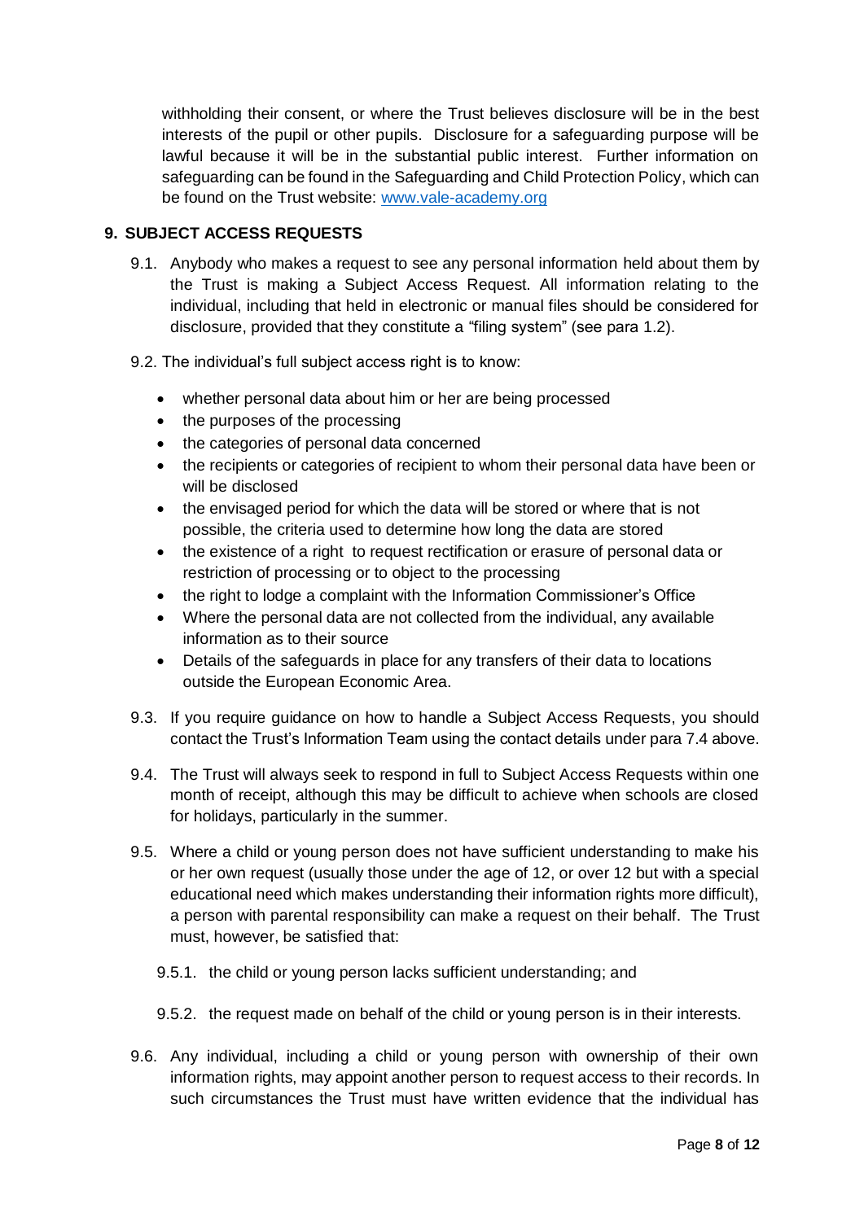withholding their consent, or where the Trust believes disclosure will be in the best interests of the pupil or other pupils. Disclosure for a safeguarding purpose will be lawful because it will be in the substantial public interest. Further information on safeguarding can be found in the Safeguarding and Child Protection Policy, which can be found on the Trust website: [www.vale-academy.org](www.vale-academy.org)

## 9. SUBJECT ACCESS REQUESTS

9.1. Anybody who makes a request to see any personal information held about them by the Trust is making a Subject Access Request. All information relating to the individual, including that held in electronic or manual files should be considered for disclosure, provided that they constitute a "filing system" (see para 1.2).

9.2. The individual's full subject access right is to know:

- whether personal data about him or her are being processed
- the purposes of the processing
- the categories of personal data concerned
- the recipients or categories of recipient to whom their personal data have been or will be disclosed
- the envisaged period for which the data will be stored or where that is not possible, the criteria used to determine how long the data are stored
- the existence of a right to request rectification or erasure of personal data or restriction of processing or to object to the processing
- the right to lodge a complaint with the Information Commissioner's Office
- Where the personal data are not collected from the individual, any available information as to their source
- Details of the safeguards in place for any transfers of their data to locations outside the European Economic Area.

9.3. If you require guidance on how to handle a Subject Access Requests, you should contact the Trust's Information Team using the contact details under para 7.4 above.

9.4. The Trust will always seek to respond in full to Subject Access Requests within one month of receipt, although this may be difficult to achieve when schools are closed for holidays, particularly in the summer.

9.5. Where a child or young person does not have sufficient understanding to make his or her own request (usually those under the age of 12, or over 12 but with a special educational need which makes understanding their information rights more difficult), a person with parental responsibility can make a request on their behalf. The Trust must, however, be satisfied that:

9.5.1. the child or young person lacks sufficient understanding; and

9.5.2. the request made on behalf of the child or young person is in their interests.

9.6. Any individual, including a child or young person with ownership of their own information rights, may appoint another person to request access to their records. In such circumstances the Trust must have written evidence that the individual has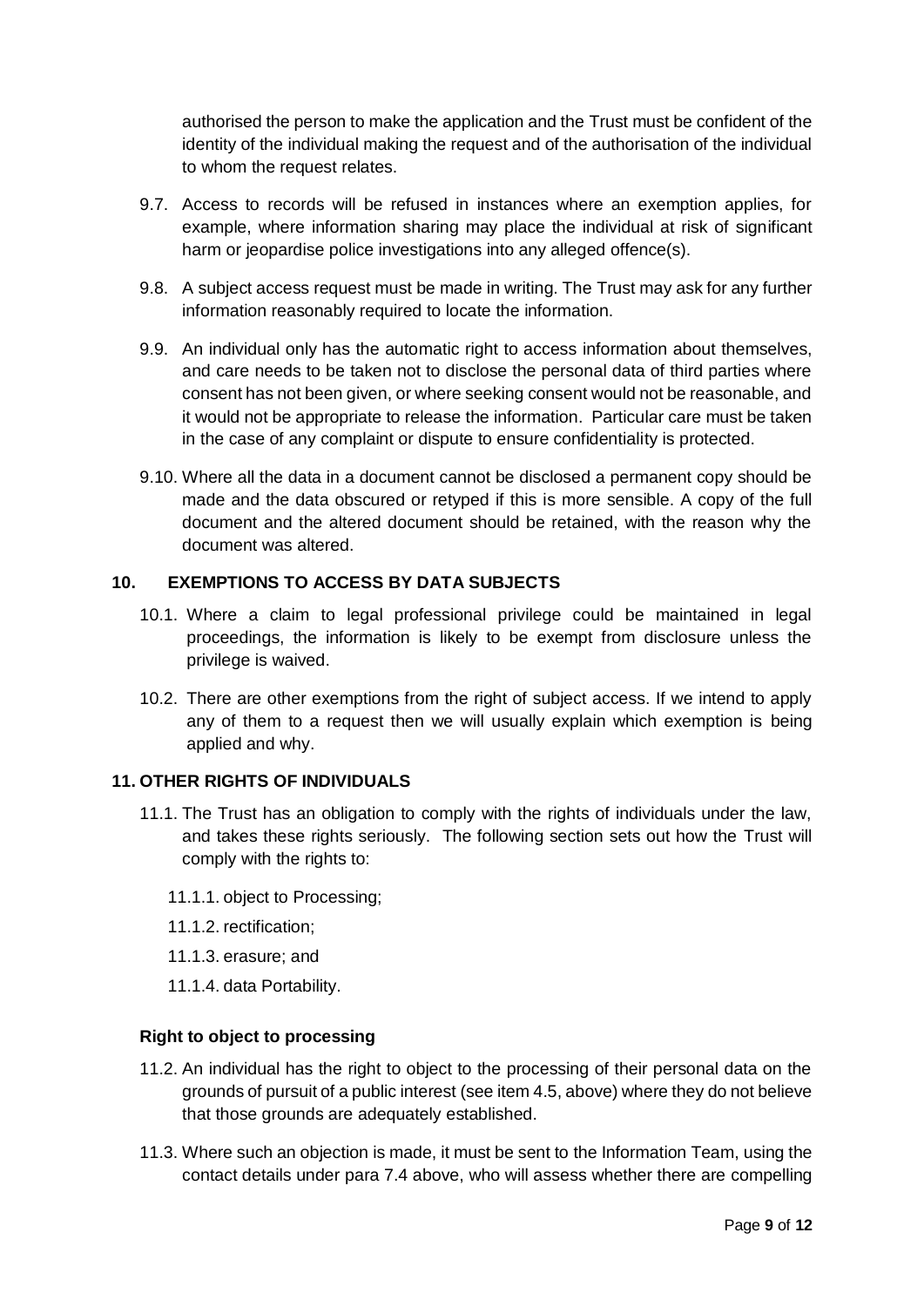authorised the person to make the application and the Trust must be confident of the identity of the individual making the request and of the authorisation of the individual to whom the request relates.

9.7. Access to records will be refused in instances where an exemption applies, for example, where information sharing may place the individual at risk of significant harm or jeopardise police investigations into any alleged offence(s).

9.8. A subject access request must be made in writing. The Trust may ask for any further information reasonably required to locate the information.

9.9. An individual only has the automatic right to access information about themselves, and care needs to be taken not to disclose the personal data of third parties where consent has not been given, or where seeking consent would not be reasonable, and it would not be appropriate to release the information. Particular care must be taken in the case of any complaint or dispute to ensure confidentiality is protected.

9.10. Where all the data in a document cannot be disclosed a permanent copy should be made and the data obscured or retyped if this is more sensible. A copy of the full document and the altered document should be retained, with the reason why the document was altered.

## 10. EXEMPTIONS TO ACCESS BY DATA SUBJECTS

10.1. Where a claim to legal professional privilege could be maintained in legal proceedings, the information is likely to be exempt from disclosure unless the privilege is waived.

10.2. There are other exemptions from the right of subject access. If we intend to apply any of them to a request then we will usually explain which exemption is being applied and why.

## 11. OTHER RIGHTS OF INDIVIDUALS

11.1. The Trust has an obligation to comply with the rights of individuals under the law, and takes these rights seriously. The following section sets out how the Trust will comply with the rights to:

11.1.1. object to Processing;

11.1.2. rectification;

11.1.3. erasure; and

11.1.4. data Portability.

### Right to object to processing

11.2. An individual has the right to object to the processing of their personal data on the grounds of pursuit of a public interest (see item 4.5, above) where they do not believe that those grounds are adequately established.

11.3. Where such an objection is made, it must be sent to the Information Team, using the contact details under para 7.4 above, who will assess whether there are compelling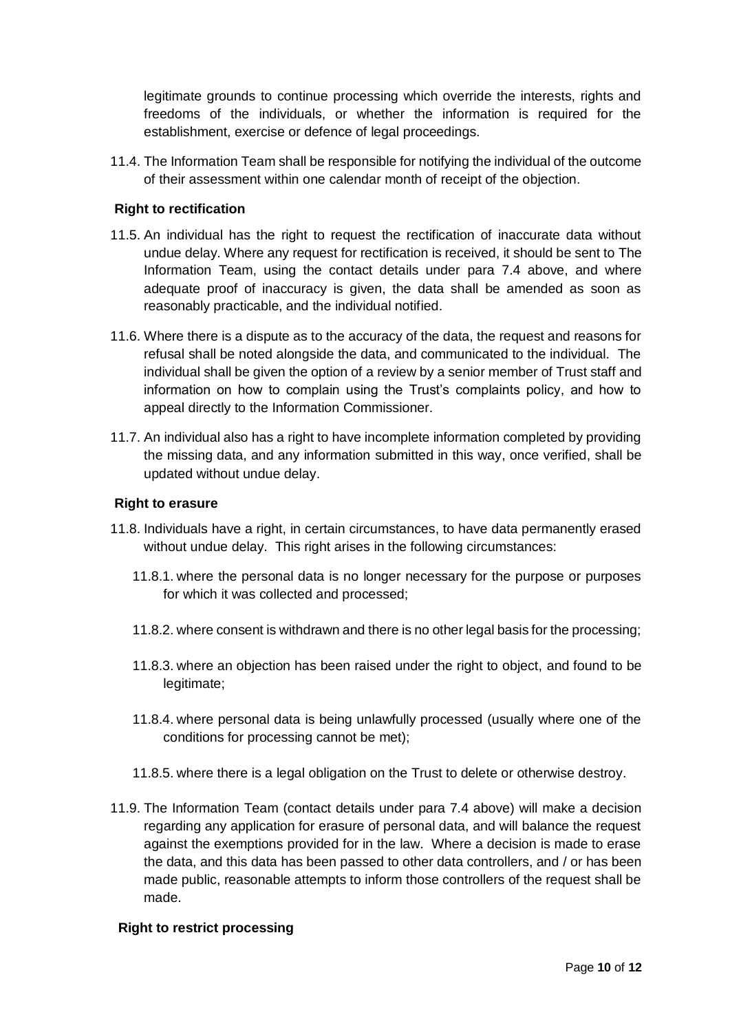legitimate grounds to continue processing which override the interests, rights and freedoms of the individuals, or whether the information is required for the establishment, exercise or defence of legal proceedings.

11.4. The Information Team shall be responsible for notifying the individual of the outcome of their assessment within one calendar month of receipt of the objection.

**Right to rectification**

11.5. An individual has the right to request the rectification of inaccurate data without undue delay. Where any request for rectification is received, it should be sent to The Information Team, using the contact details under para 7.4 above, and where adequate proof of inaccuracy is given, the data shall be amended as soon as reasonably practicable, and the individual notified.

11.6. Where there is a dispute as to the accuracy of the data, the request and reasons for refusal shall be noted alongside the data, and communicated to the individual. The individual shall be given the option of a review by a senior member of Trust staff and information on how to complain using the Trust's complaints policy, and how to appeal directly to the Information Commissioner.

11.7. An individual also has a right to have incomplete information completed by providing the missing data, and any information submitted in this way, once verified, shall be updated without undue delay.

**Right to erasure**

11.8. Individuals have a right, in certain circumstances, to have data permanently erased without undue delay. This right arises in the following circumstances:

11.8.1. where the personal data is no longer necessary for the purpose or purposes for which it was collected and processed;

11.8.2. where consent is withdrawn and there is no other legal basis for the processing;

11.8.3. where an objection has been raised under the right to object, and found to be legitimate;

11.8.4. where personal data is being unlawfully processed (usually where one of the conditions for processing cannot be met);

11.8.5. where there is a legal obligation on the Trust to delete or otherwise destroy.

11.9. The Information Team (contact details under para 7.4 above) will make a decision regarding any application for erasure of personal data, and will balance the request against the exemptions provided for in the law. Where a decision is made to erase the data, and this data has been passed to other data controllers, and / or has been made public, reasonable attempts to inform those controllers of the request shall be made.

**Right to restrict processing**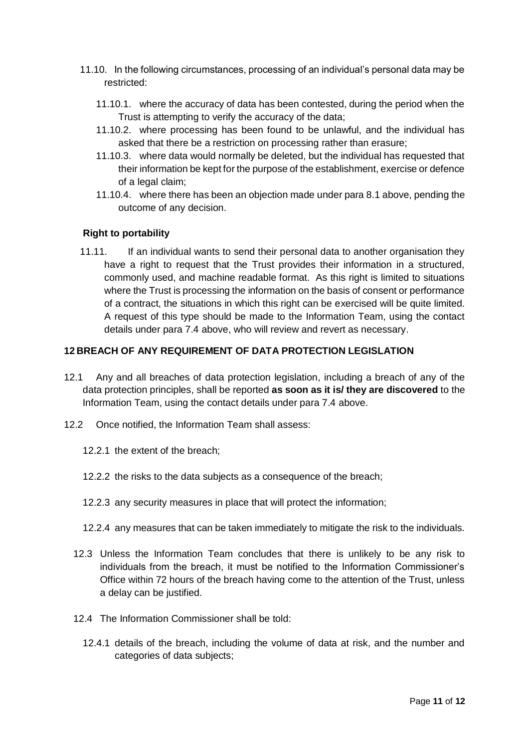11.10. In the following circumstances, processing of an individual's personal data may be restricted:

11.10.1. where the accuracy of data has been contested, during the period when the Trust is attempting to verify the accuracy of the data;

11.10.2. where processing has been found to be unlawful, and the individual has asked that there be a restriction on processing rather than erasure;

11.10.3. where data would normally be deleted, but the individual has requested that their information be kept for the purpose of the establishment, exercise or defence of a legal claim;

11.10.4. where there has been an objection made under para 8.1 above, pending the outcome of any decision.

**Right to portability**

11.11. If an individual wants to send their personal data to another organisation they have a right to request that the Trust provides their information in a structured, commonly used, and machine readable format. As this right is limited to situations where the Trust is processing the information on the basis of consent or performance of a contract, the situations in which this right can be exercised will be quite limited. A request of this type should be made to the Information Team, using the contact details under para 7.4 above, who will review and revert as necessary.

## 12 BREACH OF ANY REQUIREMENT OF DATA PROTECTION LEGISLATION

12.1 Any and all breaches of data protection legislation, including a breach of any of the data protection principles, shall be reported **as soon as it is/ they are discovered** to the Information Team, using the contact details under para 7.4 above.

12.2 Once notified, the Information Team shall assess:

12.2.1 the extent of the breach;

12.2.2 the risks to the data subjects as a consequence of the breach;

12.2.3 any security measures in place that will protect the information;

12.2.4 any measures that can be taken immediately to mitigate the risk to the individuals.

12.3 Unless the Information Team concludes that there is unlikely to be any risk to individuals from the breach, it must be notified to the Information Commissioner's Office within 72 hours of the breach having come to the attention of the Trust, unless a delay can be justified.

12.4 The Information Commissioner shall be told:

12.4.1 details of the breach, including the volume of data at risk, and the number and categories of data subjects;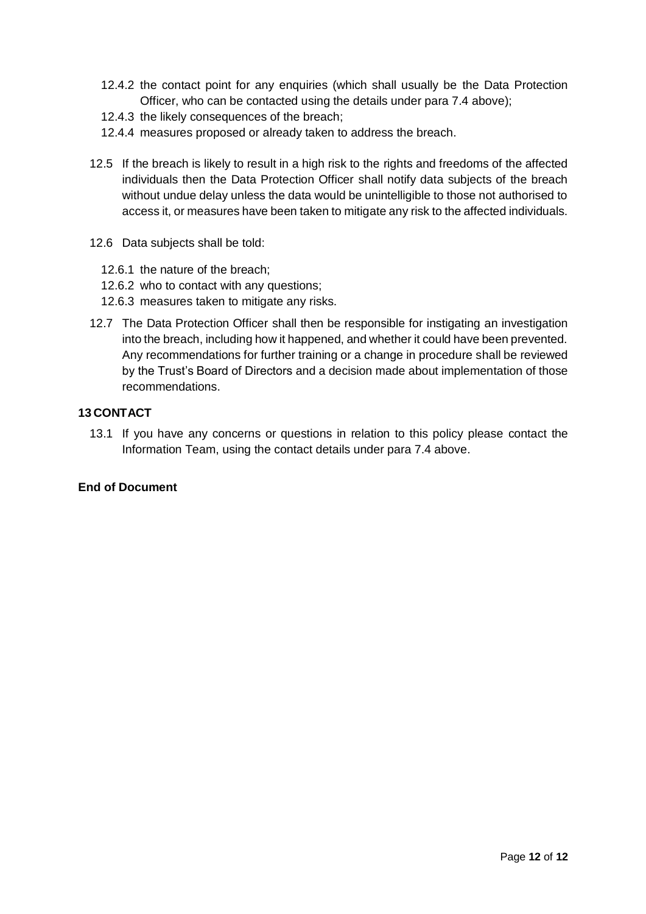12.4.2 the contact point for any enquiries (which shall usually be the Data Protection Officer, who can be contacted using the details under para 7.4 above);

12.4.3 the likely consequences of the breach;

12.4.4 measures proposed or already taken to address the breach.

12.5 If the breach is likely to result in a high risk to the rights and freedoms of the affected individuals then the Data Protection Officer shall notify data subjects of the breach without undue delay unless the data would be unintelligible to those not authorised to access it, or measures have been taken to mitigate any risk to the affected individuals.

12.6 Data subjects shall be told:

12.6.1 the nature of the breach;

12.6.2 who to contact with any questions;

12.6.3 measures taken to mitigate any risks.

12.7 The Data Protection Officer shall then be responsible for instigating an investigation into the breach, including how it happened, and whether it could have been prevented. Any recommendations for further training or a change in procedure shall be reviewed by the Trust's Board of Directors and a decision made about implementation of those recommendations.

## 13 CONTACT

13.1 If you have any concerns or questions in relation to this policy please contact the Information Team, using the contact details under para 7.4 above.

**End of Document**